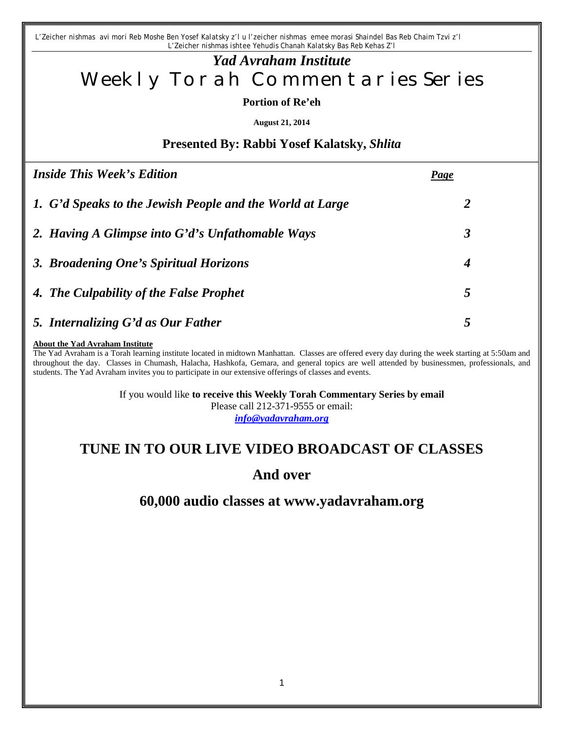L'Zeicher nishmas avi mori Reb Moshe Ben Yosef Kalatsky z'l u l'zeicher nishmas emee morasi Shaindel Bas Reb Chaim Tzvi z'l
L'Zeicher nishmas ishtee Yehudis Chanah Kalatsky Bas Reb Kehas Z'l

# *Yad Avraham Institute*

# Weekly Torah Commentaries Series

**Portion of Re'eh**

**August 21, 2014**

## Presented By: Rabbi Yosef Kalatsky, *Shlita*

| *Inside This Week's Edition* | *Page* |
|---|---|
| *1. G'd Speaks to the Jewish People and the World at Large* | *2* |
| *2. Having A Glimpse into G'd's Unfathomable Ways* | *3* |
| *3. Broadening One's Spiritual Horizons* | *4* |
| *4. The Culpability of the False Prophet* | *5* |
| *5. Internalizing G'd as Our Father* | *5* |

**About the Yad Avraham Institute**
The Yad Avraham is a Torah learning institute located in midtown Manhattan. Classes are offered every day during the week starting at 5:50am and throughout the day. Classes in Chumash, Halacha, Hashkofa, Gemara, and general topics are well attended by businessmen, professionals, and students. The Yad Avraham invites you to participate in our extensive offerings of classes and events.

If you would like **to receive this Weekly Torah Commentary Series by email**
Please call 212-371-9555 or email:
*info@yadavraham.org*

## TUNE IN TO OUR LIVE VIDEO BROADCAST OF CLASSES

## And over

## 60,000 audio classes at www.yadavraham.org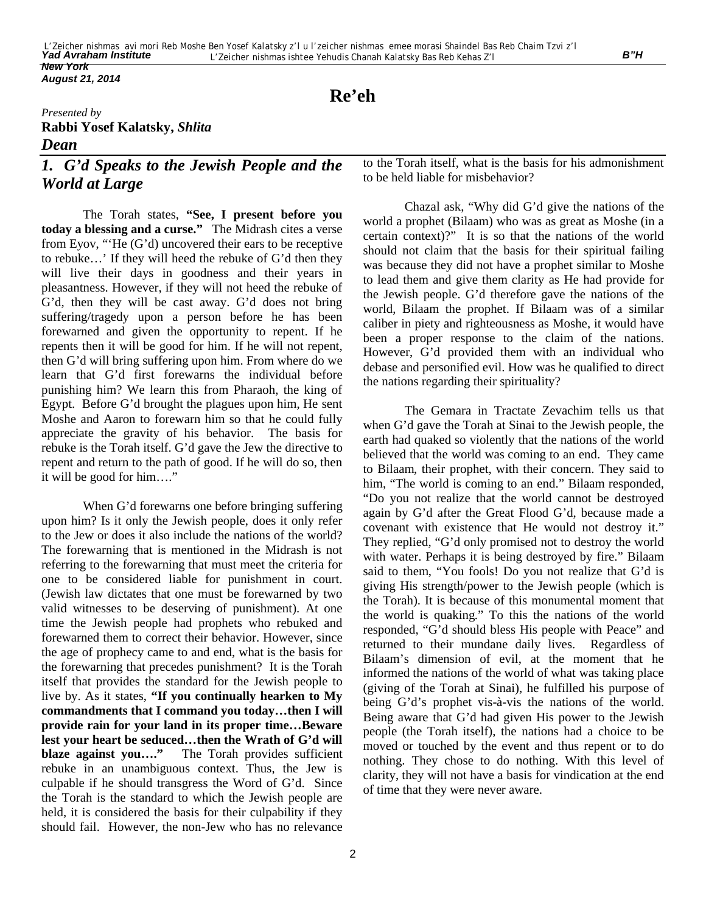L'Zeicher nishmas avi mori Reb Moshe Ben Yosef Kalatsky z'l u l'zeicher nishmas emee morasi Shaindel Bas Reb Chaim Tzvi z'l
L'Zeicher nishmas ishtee Yehudis Chanah Kalatsky Bas Reb Kehas Z'l

**Yad Avraham Institute**
**New York**
**August 21, 2014**

**B"H**

# Re'eh

*Presented by*
**Rabbi Yosef Kalatsky, *Shlita***
***Dean***

## *1. G'd Speaks to the Jewish People and the World at Large*

The Torah states, **"See, I present before you today a blessing and a curse."** The Midrash cites a verse from Eyov, "'He (G'd) uncovered their ears to be receptive to rebuke…' If they will heed the rebuke of G'd then they will live their days in goodness and their years in pleasantness. However, if they will not heed the rebuke of G'd, then they will be cast away. G'd does not bring suffering/tragedy upon a person before he has been forewarned and given the opportunity to repent. If he repents then it will be good for him. If he will not repent, then G'd will bring suffering upon him. From where do we learn that G'd first forewarns the individual before punishing him? We learn this from Pharaoh, the king of Egypt. Before G'd brought the plagues upon him, He sent Moshe and Aaron to forewarn him so that he could fully appreciate the gravity of his behavior. The basis for rebuke is the Torah itself. G'd gave the Jew the directive to repent and return to the path of good. If he will do so, then it will be good for him…."

When G'd forewarns one before bringing suffering upon him? Is it only the Jewish people, does it only refer to the Jew or does it also include the nations of the world? The forewarning that is mentioned in the Midrash is not referring to the forewarning that must meet the criteria for one to be considered liable for punishment in court. (Jewish law dictates that one must be forewarned by two valid witnesses to be deserving of punishment). At one time the Jewish people had prophets who rebuked and forewarned them to correct their behavior. However, since the age of prophecy came to and end, what is the basis for the forewarning that precedes punishment? It is the Torah itself that provides the standard for the Jewish people to live by. As it states, **"If you continually hearken to My commandments that I command you today…then I will provide rain for your land in its proper time…Beware lest your heart be seduced…then the Wrath of G'd will blaze against you…."** The Torah provides sufficient rebuke in an unambiguous context. Thus, the Jew is culpable if he should transgress the Word of G'd. Since the Torah is the standard to which the Jewish people are held, it is considered the basis for their culpability if they should fail. However, the non-Jew who has no relevance to the Torah itself, what is the basis for his admonishment to be held liable for misbehavior?

Chazal ask, "Why did G'd give the nations of the world a prophet (Bilaam) who was as great as Moshe (in a certain context)?" It is so that the nations of the world should not claim that the basis for their spiritual failing was because they did not have a prophet similar to Moshe to lead them and give them clarity as He had provide for the Jewish people. G'd therefore gave the nations of the world, Bilaam the prophet. If Bilaam was of a similar caliber in piety and righteousness as Moshe, it would have been a proper response to the claim of the nations. However, G'd provided them with an individual who debase and personified evil. How was he qualified to direct the nations regarding their spirituality?

The Gemara in Tractate Zevachim tells us that when G'd gave the Torah at Sinai to the Jewish people, the earth had quaked so violently that the nations of the world believed that the world was coming to an end. They came to Bilaam, their prophet, with their concern. They said to him, "The world is coming to an end." Bilaam responded, "Do you not realize that the world cannot be destroyed again by G'd after the Great Flood G'd, because made a covenant with existence that He would not destroy it." They replied, "G'd only promised not to destroy the world with water. Perhaps it is being destroyed by fire." Bilaam said to them, "You fools! Do you not realize that G'd is giving His strength/power to the Jewish people (which is the Torah). It is because of this monumental moment that the world is quaking." To this the nations of the world responded, "G'd should bless His people with Peace" and returned to their mundane daily lives. Regardless of Bilaam's dimension of evil, at the moment that he informed the nations of the world of what was taking place (giving of the Torah at Sinai), he fulfilled his purpose of being G'd's prophet vis-à-vis the nations of the world. Being aware that G'd had given His power to the Jewish people (the Torah itself), the nations had a choice to be moved or touched by the event and thus repent or to do nothing. They chose to do nothing. With this level of clarity, they will not have a basis for vindication at the end of time that they were never aware.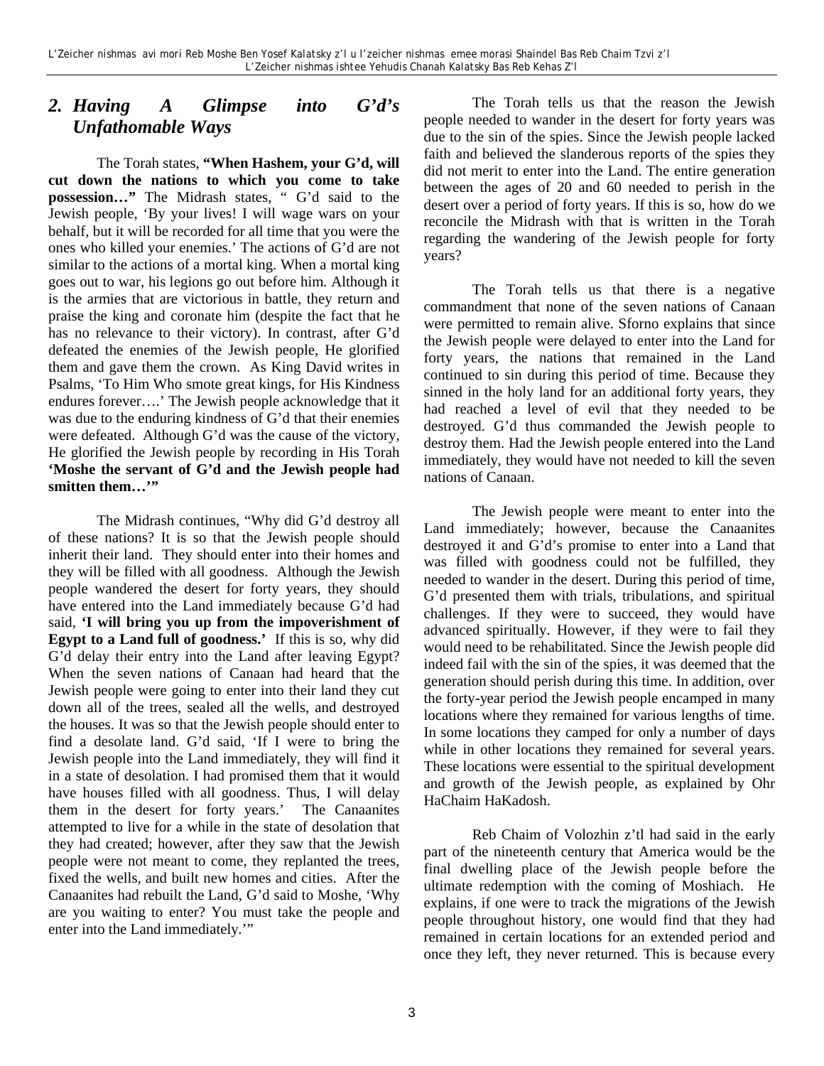## 2. Having A Glimpse into G'd's Unfathomable Ways

The Torah states, **"When Hashem, your G'd, will cut down the nations to which you come to take possession…"** The Midrash states, " G'd said to the Jewish people, 'By your lives! I will wage wars on your behalf, but it will be recorded for all time that you were the ones who killed your enemies.' The actions of G'd are not similar to the actions of a mortal king. When a mortal king goes out to war, his legions go out before him. Although it is the armies that are victorious in battle, they return and praise the king and coronate him (despite the fact that he has no relevance to their victory). In contrast, after G'd defeated the enemies of the Jewish people, He glorified them and gave them the crown. As King David writes in Psalms, 'To Him Who smote great kings, for His Kindness endures forever….' The Jewish people acknowledge that it was due to the enduring kindness of G'd that their enemies were defeated. Although G'd was the cause of the victory, He glorified the Jewish people by recording in His Torah **'Moshe the servant of G'd and the Jewish people had smitten them…'"**

The Midrash continues, "Why did G'd destroy all of these nations? It is so that the Jewish people should inherit their land. They should enter into their homes and they will be filled with all goodness. Although the Jewish people wandered the desert for forty years, they should have entered into the Land immediately because G'd had said, **'I will bring you up from the impoverishment of Egypt to a Land full of goodness.'** If this is so, why did G'd delay their entry into the Land after leaving Egypt? When the seven nations of Canaan had heard that the Jewish people were going to enter into their land they cut down all of the trees, sealed all the wells, and destroyed the houses. It was so that the Jewish people should enter to find a desolate land. G'd said, 'If I were to bring the Jewish people into the Land immediately, they will find it in a state of desolation. I had promised them that it would have houses filled with all goodness. Thus, I will delay them in the desert for forty years.' The Canaanites attempted to live for a while in the state of desolation that they had created; however, after they saw that the Jewish people were not meant to come, they replanted the trees, fixed the wells, and built new homes and cities. After the Canaanites had rebuilt the Land, G'd said to Moshe, 'Why are you waiting to enter? You must take the people and enter into the Land immediately.'"

The Torah tells us that the reason the Jewish people needed to wander in the desert for forty years was due to the sin of the spies. Since the Jewish people lacked faith and believed the slanderous reports of the spies they did not merit to enter into the Land. The entire generation between the ages of 20 and 60 needed to perish in the desert over a period of forty years. If this is so, how do we reconcile the Midrash with that is written in the Torah regarding the wandering of the Jewish people for forty years?

The Torah tells us that there is a negative commandment that none of the seven nations of Canaan were permitted to remain alive. Sforno explains that since the Jewish people were delayed to enter into the Land for forty years, the nations that remained in the Land continued to sin during this period of time. Because they sinned in the holy land for an additional forty years, they had reached a level of evil that they needed to be destroyed. G'd thus commanded the Jewish people to destroy them. Had the Jewish people entered into the Land immediately, they would have not needed to kill the seven nations of Canaan.

The Jewish people were meant to enter into the Land immediately; however, because the Canaanites destroyed it and G'd's promise to enter into a Land that was filled with goodness could not be fulfilled, they needed to wander in the desert. During this period of time, G'd presented them with trials, tribulations, and spiritual challenges. If they were to succeed, they would have advanced spiritually. However, if they were to fail they would need to be rehabilitated. Since the Jewish people did indeed fail with the sin of the spies, it was deemed that the generation should perish during this time. In addition, over the forty-year period the Jewish people encamped in many locations where they remained for various lengths of time. In some locations they camped for only a number of days while in other locations they remained for several years. These locations were essential to the spiritual development and growth of the Jewish people, as explained by Ohr HaChaim HaKadosh.

Reb Chaim of Volozhin z'tl had said in the early part of the nineteenth century that America would be the final dwelling place of the Jewish people before the ultimate redemption with the coming of Moshiach. He explains, if one were to track the migrations of the Jewish people throughout history, one would find that they had remained in certain locations for an extended period and once they left, they never returned. This is because every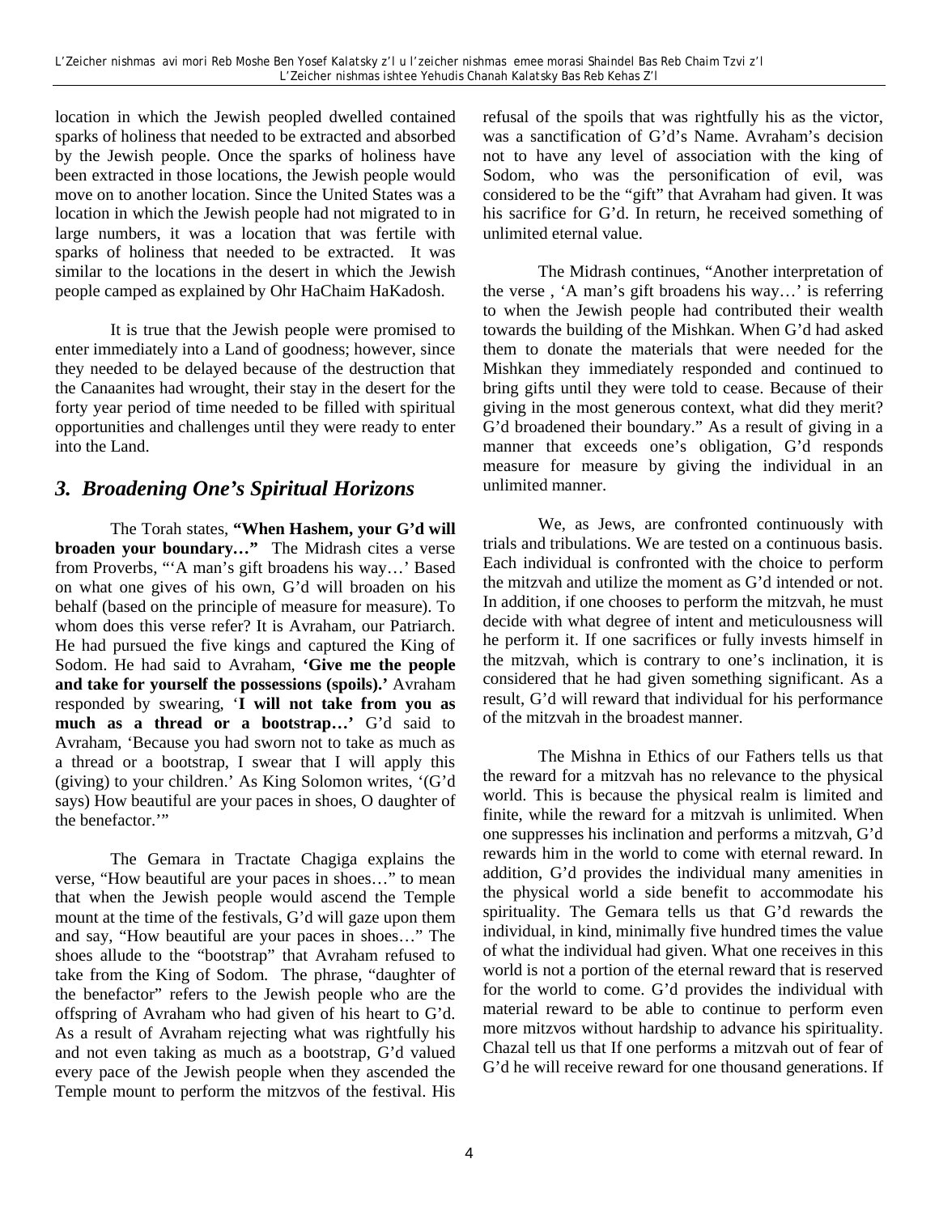location in which the Jewish peopled dwelled contained sparks of holiness that needed to be extracted and absorbed by the Jewish people. Once the sparks of holiness have been extracted in those locations, the Jewish people would move on to another location. Since the United States was a location in which the Jewish people had not migrated to in large numbers, it was a location that was fertile with sparks of holiness that needed to be extracted. It was similar to the locations in the desert in which the Jewish people camped as explained by Ohr HaChaim HaKadosh.

It is true that the Jewish people were promised to enter immediately into a Land of goodness; however, since they needed to be delayed because of the destruction that the Canaanites had wrought, their stay in the desert for the forty year period of time needed to be filled with spiritual opportunities and challenges until they were ready to enter into the Land.

## *3. Broadening One's Spiritual Horizons*

The Torah states, **"When Hashem, your G'd will broaden your boundary…"** The Midrash cites a verse from Proverbs, "'A man's gift broadens his way…' Based on what one gives of his own, G'd will broaden on his behalf (based on the principle of measure for measure). To whom does this verse refer? It is Avraham, our Patriarch. He had pursued the five kings and captured the King of Sodom. He had said to Avraham, **'Give me the people and take for yourself the possessions (spoils).'** Avraham responded by swearing, '**I will not take from you as much as a thread or a bootstrap…'** G'd said to Avraham, 'Because you had sworn not to take as much as a thread or a bootstrap, I swear that I will apply this (giving) to your children.' As King Solomon writes, '(G'd says) How beautiful are your paces in shoes, O daughter of the benefactor.'"

The Gemara in Tractate Chagiga explains the verse, "How beautiful are your paces in shoes…" to mean that when the Jewish people would ascend the Temple mount at the time of the festivals, G'd will gaze upon them and say, "How beautiful are your paces in shoes…" The shoes allude to the "bootstrap" that Avraham refused to take from the King of Sodom. The phrase, "daughter of the benefactor" refers to the Jewish people who are the offspring of Avraham who had given of his heart to G'd. As a result of Avraham rejecting what was rightfully his and not even taking as much as a bootstrap, G'd valued every pace of the Jewish people when they ascended the Temple mount to perform the mitzvos of the festival. His refusal of the spoils that was rightfully his as the victor, was a sanctification of G'd's Name. Avraham's decision not to have any level of association with the king of Sodom, who was the personification of evil, was considered to be the "gift" that Avraham had given. It was his sacrifice for G'd. In return, he received something of unlimited eternal value.

The Midrash continues, "Another interpretation of the verse , 'A man's gift broadens his way…' is referring to when the Jewish people had contributed their wealth towards the building of the Mishkan. When G'd had asked them to donate the materials that were needed for the Mishkan they immediately responded and continued to bring gifts until they were told to cease. Because of their giving in the most generous context, what did they merit? G'd broadened their boundary." As a result of giving in a manner that exceeds one's obligation, G'd responds measure for measure by giving the individual in an unlimited manner.

We, as Jews, are confronted continuously with trials and tribulations. We are tested on a continuous basis. Each individual is confronted with the choice to perform the mitzvah and utilize the moment as G'd intended or not. In addition, if one chooses to perform the mitzvah, he must decide with what degree of intent and meticulousness will he perform it. If one sacrifices or fully invests himself in the mitzvah, which is contrary to one's inclination, it is considered that he had given something significant. As a result, G'd will reward that individual for his performance of the mitzvah in the broadest manner.

The Mishna in Ethics of our Fathers tells us that the reward for a mitzvah has no relevance to the physical world. This is because the physical realm is limited and finite, while the reward for a mitzvah is unlimited. When one suppresses his inclination and performs a mitzvah, G'd rewards him in the world to come with eternal reward. In addition, G'd provides the individual many amenities in the physical world a side benefit to accommodate his spirituality. The Gemara tells us that G'd rewards the individual, in kind, minimally five hundred times the value of what the individual had given. What one receives in this world is not a portion of the eternal reward that is reserved for the world to come. G'd provides the individual with material reward to be able to continue to perform even more mitzvos without hardship to advance his spirituality. Chazal tell us that If one performs a mitzvah out of fear of G'd he will receive reward for one thousand generations. If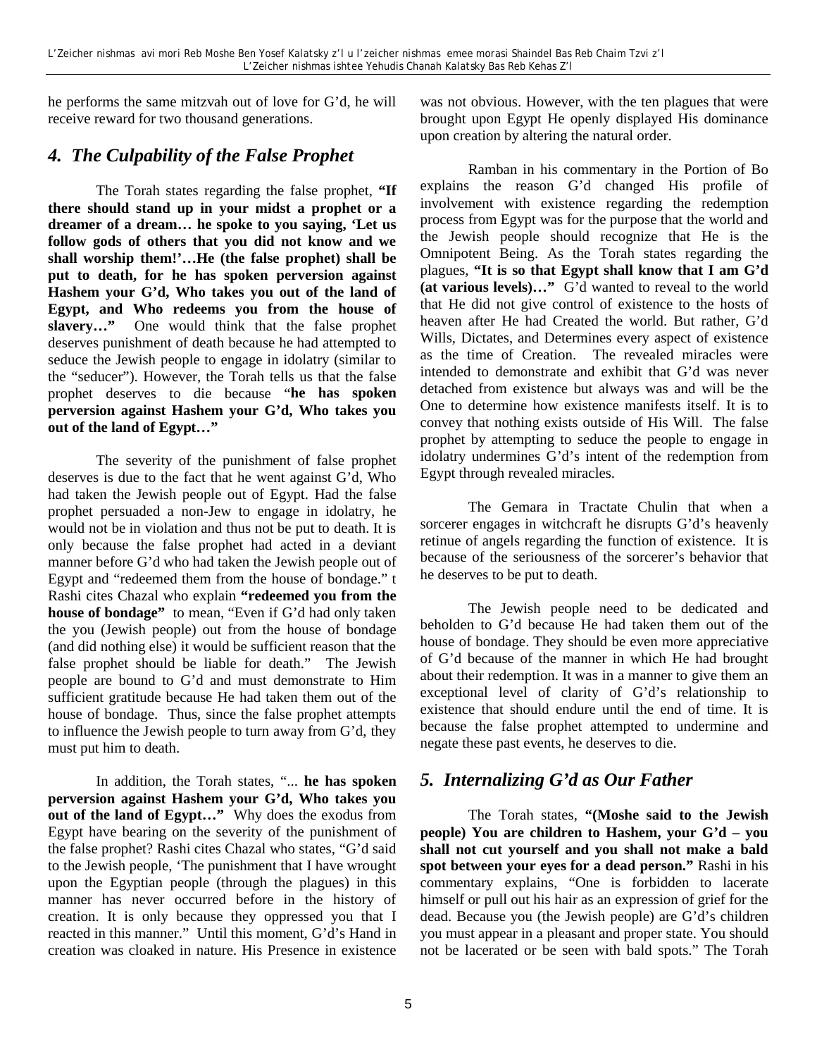he performs the same mitzvah out of love for G'd, he will receive reward for two thousand generations.

## 4. *The Culpability of the False Prophet*

The Torah states regarding the false prophet, **"If there should stand up in your midst a prophet or a dreamer of a dream… he spoke to you saying, 'Let us follow gods of others that you did not know and we shall worship them!'…He (the false prophet) shall be put to death, for he has spoken perversion against Hashem your G'd, Who takes you out of the land of Egypt, and Who redeems you from the house of slavery…"** One would think that the false prophet deserves punishment of death because he had attempted to seduce the Jewish people to engage in idolatry (similar to the "seducer"). However, the Torah tells us that the false prophet deserves to die because "**he has spoken perversion against Hashem your G'd, Who takes you out of the land of Egypt…"**

The severity of the punishment of false prophet deserves is due to the fact that he went against G'd, Who had taken the Jewish people out of Egypt. Had the false prophet persuaded a non-Jew to engage in idolatry, he would not be in violation and thus not be put to death. It is only because the false prophet had acted in a deviant manner before G'd who had taken the Jewish people out of Egypt and "redeemed them from the house of bondage." t Rashi cites Chazal who explain **"redeemed you from the house of bondage"** to mean, "Even if G'd had only taken the you (Jewish people) out from the house of bondage (and did nothing else) it would be sufficient reason that the false prophet should be liable for death." The Jewish people are bound to G'd and must demonstrate to Him sufficient gratitude because He had taken them out of the house of bondage. Thus, since the false prophet attempts to influence the Jewish people to turn away from G'd, they must put him to death.

In addition, the Torah states, "... **he has spoken perversion against Hashem your G'd, Who takes you out of the land of Egypt…"** Why does the exodus from Egypt have bearing on the severity of the punishment of the false prophet? Rashi cites Chazal who states, "G'd said to the Jewish people, 'The punishment that I have wrought upon the Egyptian people (through the plagues) in this manner has never occurred before in the history of creation. It is only because they oppressed you that I reacted in this manner." Until this moment, G'd's Hand in creation was cloaked in nature. His Presence in existence was not obvious. However, with the ten plagues that were brought upon Egypt He openly displayed His dominance upon creation by altering the natural order.

Ramban in his commentary in the Portion of Bo explains the reason G'd changed His profile of involvement with existence regarding the redemption process from Egypt was for the purpose that the world and the Jewish people should recognize that He is the Omnipotent Being. As the Torah states regarding the plagues, **"It is so that Egypt shall know that I am G'd (at various levels)…"** G'd wanted to reveal to the world that He did not give control of existence to the hosts of heaven after He had Created the world. But rather, G'd Wills, Dictates, and Determines every aspect of existence as the time of Creation. The revealed miracles were intended to demonstrate and exhibit that G'd was never detached from existence but always was and will be the One to determine how existence manifests itself. It is to convey that nothing exists outside of His Will. The false prophet by attempting to seduce the people to engage in idolatry undermines G'd's intent of the redemption from Egypt through revealed miracles.

The Gemara in Tractate Chulin that when a sorcerer engages in witchcraft he disrupts G'd's heavenly retinue of angels regarding the function of existence. It is because of the seriousness of the sorcerer's behavior that he deserves to be put to death.

The Jewish people need to be dedicated and beholden to G'd because He had taken them out of the house of bondage. They should be even more appreciative of G'd because of the manner in which He had brought about their redemption. It was in a manner to give them an exceptional level of clarity of G'd's relationship to existence that should endure until the end of time. It is because the false prophet attempted to undermine and negate these past events, he deserves to die.

## 5. *Internalizing G'd as Our Father*

The Torah states, **"(Moshe said to the Jewish people) You are children to Hashem, your G'd – you shall not cut yourself and you shall not make a bald spot between your eyes for a dead person."** Rashi in his commentary explains, "One is forbidden to lacerate himself or pull out his hair as an expression of grief for the dead. Because you (the Jewish people) are G'd's children you must appear in a pleasant and proper state. You should not be lacerated or be seen with bald spots." The Torah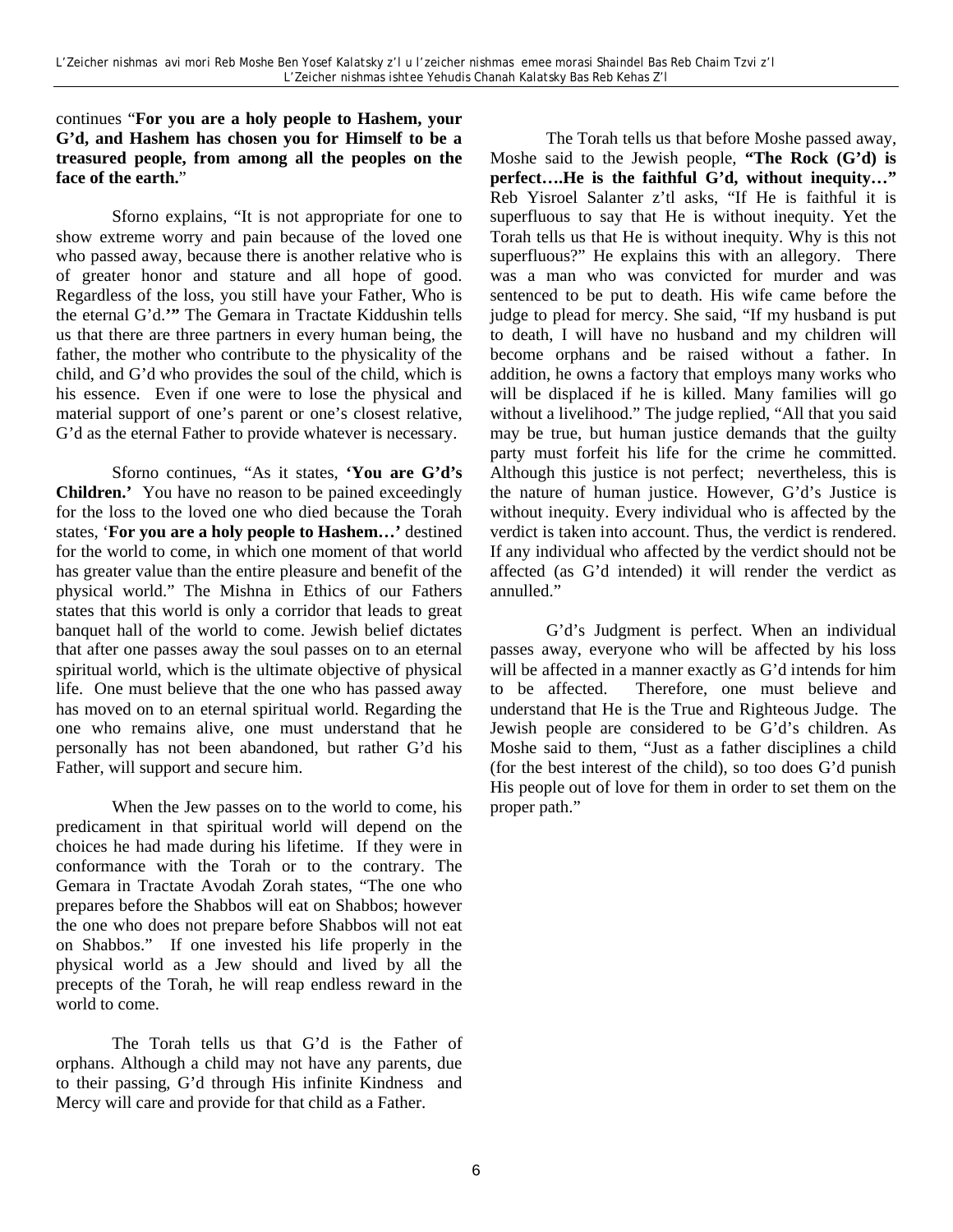continues "**For you are a holy people to Hashem, your G'd, and Hashem has chosen you for Himself to be a treasured people, from among all the peoples on the face of the earth.**"

Sforno explains, "It is not appropriate for one to show extreme worry and pain because of the loved one who passed away, because there is another relative who is of greater honor and stature and all hope of good. Regardless of the loss, you still have your Father, Who is the eternal G'd.**'"** The Gemara in Tractate Kiddushin tells us that there are three partners in every human being, the father, the mother who contribute to the physicality of the child, and G'd who provides the soul of the child, which is his essence. Even if one were to lose the physical and material support of one's parent or one's closest relative, G'd as the eternal Father to provide whatever is necessary.

Sforno continues, "As it states, **'You are G'd's Children.'** You have no reason to be pained exceedingly for the loss to the loved one who died because the Torah states, '**For you are a holy people to Hashem…'** destined for the world to come, in which one moment of that world has greater value than the entire pleasure and benefit of the physical world." The Mishna in Ethics of our Fathers states that this world is only a corridor that leads to great banquet hall of the world to come. Jewish belief dictates that after one passes away the soul passes on to an eternal spiritual world, which is the ultimate objective of physical life. One must believe that the one who has passed away has moved on to an eternal spiritual world. Regarding the one who remains alive, one must understand that he personally has not been abandoned, but rather G'd his Father, will support and secure him.

When the Jew passes on to the world to come, his predicament in that spiritual world will depend on the choices he had made during his lifetime. If they were in conformance with the Torah or to the contrary. The Gemara in Tractate Avodah Zorah states, "The one who prepares before the Shabbos will eat on Shabbos; however the one who does not prepare before Shabbos will not eat on Shabbos." If one invested his life properly in the physical world as a Jew should and lived by all the precepts of the Torah, he will reap endless reward in the world to come.

The Torah tells us that G'd is the Father of orphans. Although a child may not have any parents, due to their passing, G'd through His infinite Kindness and Mercy will care and provide for that child as a Father.

The Torah tells us that before Moshe passed away, Moshe said to the Jewish people, **"The Rock (G'd) is perfect….He is the faithful G'd, without inequity…"** Reb Yisroel Salanter z'tl asks, "If He is faithful it is superfluous to say that He is without inequity. Yet the Torah tells us that He is without inequity. Why is this not superfluous?" He explains this with an allegory. There was a man who was convicted for murder and was sentenced to be put to death. His wife came before the judge to plead for mercy. She said, "If my husband is put to death, I will have no husband and my children will become orphans and be raised without a father. In addition, he owns a factory that employs many works who will be displaced if he is killed. Many families will go without a livelihood." The judge replied, "All that you said may be true, but human justice demands that the guilty party must forfeit his life for the crime he committed. Although this justice is not perfect; nevertheless, this is the nature of human justice. However, G'd's Justice is without inequity. Every individual who is affected by the verdict is taken into account. Thus, the verdict is rendered. If any individual who affected by the verdict should not be affected (as G'd intended) it will render the verdict as annulled."

G'd's Judgment is perfect. When an individual passes away, everyone who will be affected by his loss will be affected in a manner exactly as G'd intends for him to be affected. Therefore, one must believe and understand that He is the True and Righteous Judge. The Jewish people are considered to be G'd's children. As Moshe said to them, "Just as a father disciplines a child (for the best interest of the child), so too does G'd punish His people out of love for them in order to set them on the proper path."